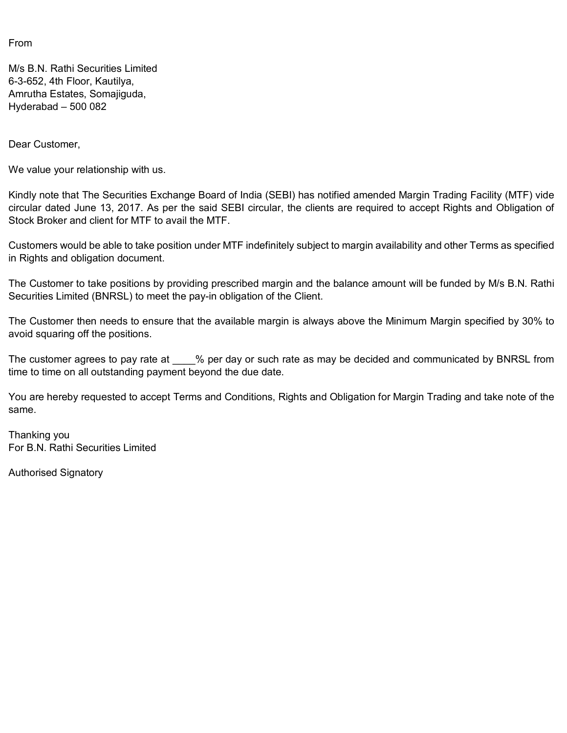From

M/s B.N. Rathi Securities Limited
6-3-652, 4th Floor, Kautilya,
Amrutha Estates, Somajiguda,
Hyderabad – 500 082

Dear Customer,

We value your relationship with us.

Kindly note that The Securities Exchange Board of India (SEBI) has notified amended Margin Trading Facility (MTF) vide circular dated June 13, 2017. As per the said SEBI circular, the clients are required to accept Rights and Obligation of Stock Broker and client for MTF to avail the MTF.

Customers would be able to take position under MTF indefinitely subject to margin availability and other Terms as specified in Rights and obligation document.

The Customer to take positions by providing prescribed margin and the balance amount will be funded by M/s B.N. Rathi Securities Limited (BNRSL) to meet the pay-in obligation of the Client.

The Customer then needs to ensure that the available margin is always above the Minimum Margin specified by 30% to avoid squaring off the positions.

The customer agrees to pay rate at ____% per day or such rate as may be decided and communicated by BNRSL from time to time on all outstanding payment beyond the due date.

You are hereby requested to accept Terms and Conditions, Rights and Obligation for Margin Trading and take note of the same.

Thanking you
For B.N. Rathi Securities Limited

Authorised Signatory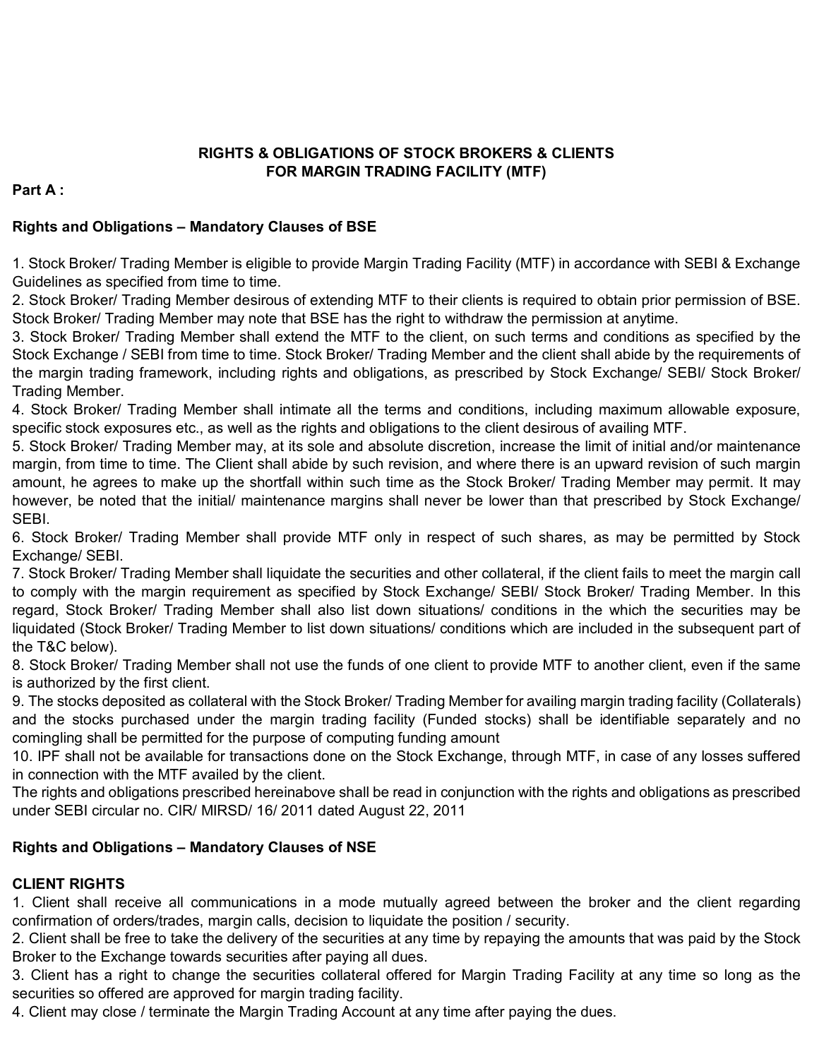## RIGHTS & OBLIGATIONS OF STOCK BROKERS & CLIENTS FOR MARGIN TRADING FACILITY (MTF)

**Part A :**

**Rights and Obligations – Mandatory Clauses of BSE**

1. Stock Broker/ Trading Member is eligible to provide Margin Trading Facility (MTF) in accordance with SEBI & Exchange Guidelines as specified from time to time.
2. Stock Broker/ Trading Member desirous of extending MTF to their clients is required to obtain prior permission of BSE. Stock Broker/ Trading Member may note that BSE has the right to withdraw the permission at anytime.
3. Stock Broker/ Trading Member shall extend the MTF to the client, on such terms and conditions as specified by the Stock Exchange / SEBI from time to time. Stock Broker/ Trading Member and the client shall abide by the requirements of the margin trading framework, including rights and obligations, as prescribed by Stock Exchange/ SEBI/ Stock Broker/ Trading Member.
4. Stock Broker/ Trading Member shall intimate all the terms and conditions, including maximum allowable exposure, specific stock exposures etc., as well as the rights and obligations to the client desirous of availing MTF.
5. Stock Broker/ Trading Member may, at its sole and absolute discretion, increase the limit of initial and/or maintenance margin, from time to time. The Client shall abide by such revision, and where there is an upward revision of such margin amount, he agrees to make up the shortfall within such time as the Stock Broker/ Trading Member may permit. It may however, be noted that the initial/ maintenance margins shall never be lower than that prescribed by Stock Exchange/ SEBI.
6. Stock Broker/ Trading Member shall provide MTF only in respect of such shares, as may be permitted by Stock Exchange/ SEBI.
7. Stock Broker/ Trading Member shall liquidate the securities and other collateral, if the client fails to meet the margin call to comply with the margin requirement as specified by Stock Exchange/ SEBI/ Stock Broker/ Trading Member. In this regard, Stock Broker/ Trading Member shall also list down situations/ conditions in the which the securities may be liquidated (Stock Broker/ Trading Member to list down situations/ conditions which are included in the subsequent part of the T&C below).
8. Stock Broker/ Trading Member shall not use the funds of one client to provide MTF to another client, even if the same is authorized by the first client.
9. The stocks deposited as collateral with the Stock Broker/ Trading Member for availing margin trading facility (Collaterals) and the stocks purchased under the margin trading facility (Funded stocks) shall be identifiable separately and no comingling shall be permitted for the purpose of computing funding amount
10. IPF shall not be available for transactions done on the Stock Exchange, through MTF, in case of any losses suffered in connection with the MTF availed by the client.

The rights and obligations prescribed hereinabove shall be read in conjunction with the rights and obligations as prescribed under SEBI circular no. CIR/ MIRSD/ 16/ 2011 dated August 22, 2011

**Rights and Obligations – Mandatory Clauses of NSE**

**CLIENT RIGHTS**

1. Client shall receive all communications in a mode mutually agreed between the broker and the client regarding confirmation of orders/trades, margin calls, decision to liquidate the position / security.
2. Client shall be free to take the delivery of the securities at any time by repaying the amounts that was paid by the Stock Broker to the Exchange towards securities after paying all dues.
3. Client has a right to change the securities collateral offered for Margin Trading Facility at any time so long as the securities so offered are approved for margin trading facility.
4. Client may close / terminate the Margin Trading Account at any time after paying the dues.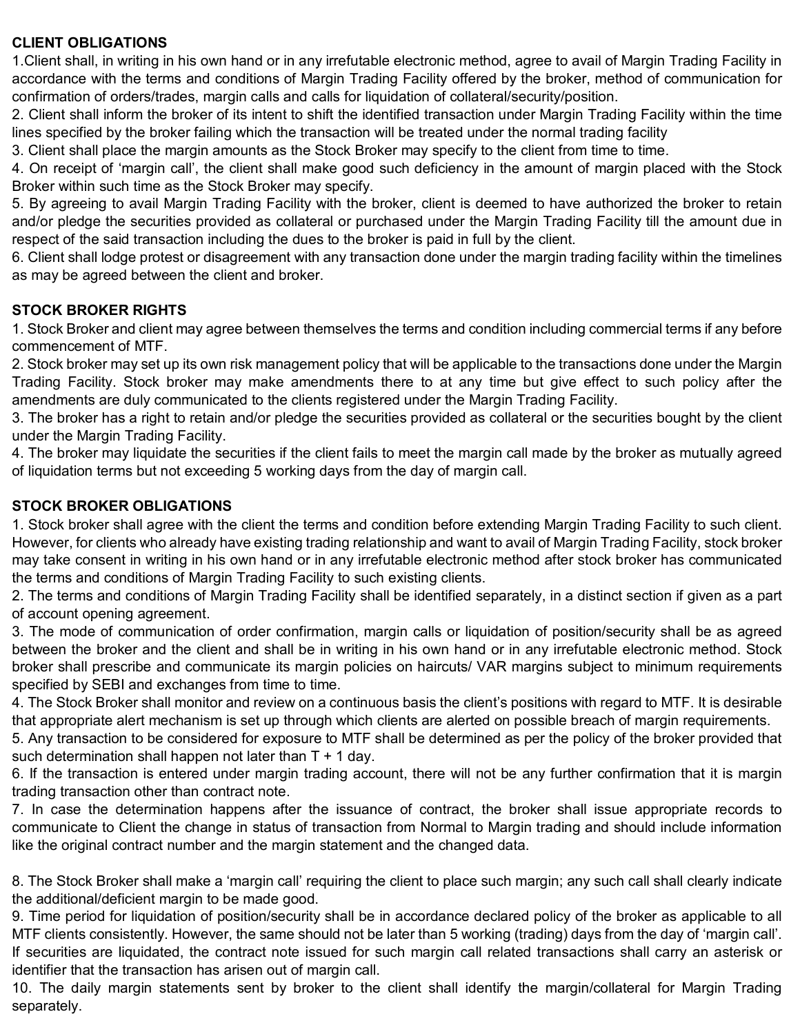**CLIENT OBLIGATIONS**

1.Client shall, in writing in his own hand or in any irrefutable electronic method, agree to avail of Margin Trading Facility in accordance with the terms and conditions of Margin Trading Facility offered by the broker, method of communication for confirmation of orders/trades, margin calls and calls for liquidation of collateral/security/position.

2. Client shall inform the broker of its intent to shift the identified transaction under Margin Trading Facility within the time lines specified by the broker failing which the transaction will be treated under the normal trading facility

3. Client shall place the margin amounts as the Stock Broker may specify to the client from time to time.

4. On receipt of 'margin call', the client shall make good such deficiency in the amount of margin placed with the Stock Broker within such time as the Stock Broker may specify.

5. By agreeing to avail Margin Trading Facility with the broker, client is deemed to have authorized the broker to retain and/or pledge the securities provided as collateral or purchased under the Margin Trading Facility till the amount due in respect of the said transaction including the dues to the broker is paid in full by the client.

6. Client shall lodge protest or disagreement with any transaction done under the margin trading facility within the timelines as may be agreed between the client and broker.

**STOCK BROKER RIGHTS**

1. Stock Broker and client may agree between themselves the terms and condition including commercial terms if any before commencement of MTF.

2. Stock broker may set up its own risk management policy that will be applicable to the transactions done under the Margin Trading Facility. Stock broker may make amendments there to at any time but give effect to such policy after the amendments are duly communicated to the clients registered under the Margin Trading Facility.

3. The broker has a right to retain and/or pledge the securities provided as collateral or the securities bought by the client under the Margin Trading Facility.

4. The broker may liquidate the securities if the client fails to meet the margin call made by the broker as mutually agreed of liquidation terms but not exceeding 5 working days from the day of margin call.

**STOCK BROKER OBLIGATIONS**

1. Stock broker shall agree with the client the terms and condition before extending Margin Trading Facility to such client. However, for clients who already have existing trading relationship and want to avail of Margin Trading Facility, stock broker may take consent in writing in his own hand or in any irrefutable electronic method after stock broker has communicated the terms and conditions of Margin Trading Facility to such existing clients.

2. The terms and conditions of Margin Trading Facility shall be identified separately, in a distinct section if given as a part of account opening agreement.

3. The mode of communication of order confirmation, margin calls or liquidation of position/security shall be as agreed between the broker and the client and shall be in writing in his own hand or in any irrefutable electronic method. Stock broker shall prescribe and communicate its margin policies on haircuts/ VAR margins subject to minimum requirements specified by SEBI and exchanges from time to time.

4. The Stock Broker shall monitor and review on a continuous basis the client's positions with regard to MTF. It is desirable that appropriate alert mechanism is set up through which clients are alerted on possible breach of margin requirements.

5. Any transaction to be considered for exposure to MTF shall be determined as per the policy of the broker provided that such determination shall happen not later than T + 1 day.

6. If the transaction is entered under margin trading account, there will not be any further confirmation that it is margin trading transaction other than contract note.

7. In case the determination happens after the issuance of contract, the broker shall issue appropriate records to communicate to Client the change in status of transaction from Normal to Margin trading and should include information like the original contract number and the margin statement and the changed data.

8. The Stock Broker shall make a 'margin call' requiring the client to place such margin; any such call shall clearly indicate the additional/deficient margin to be made good.

9. Time period for liquidation of position/security shall be in accordance declared policy of the broker as applicable to all MTF clients consistently. However, the same should not be later than 5 working (trading) days from the day of 'margin call'. If securities are liquidated, the contract note issued for such margin call related transactions shall carry an asterisk or identifier that the transaction has arisen out of margin call.

10. The daily margin statements sent by broker to the client shall identify the margin/collateral for Margin Trading separately.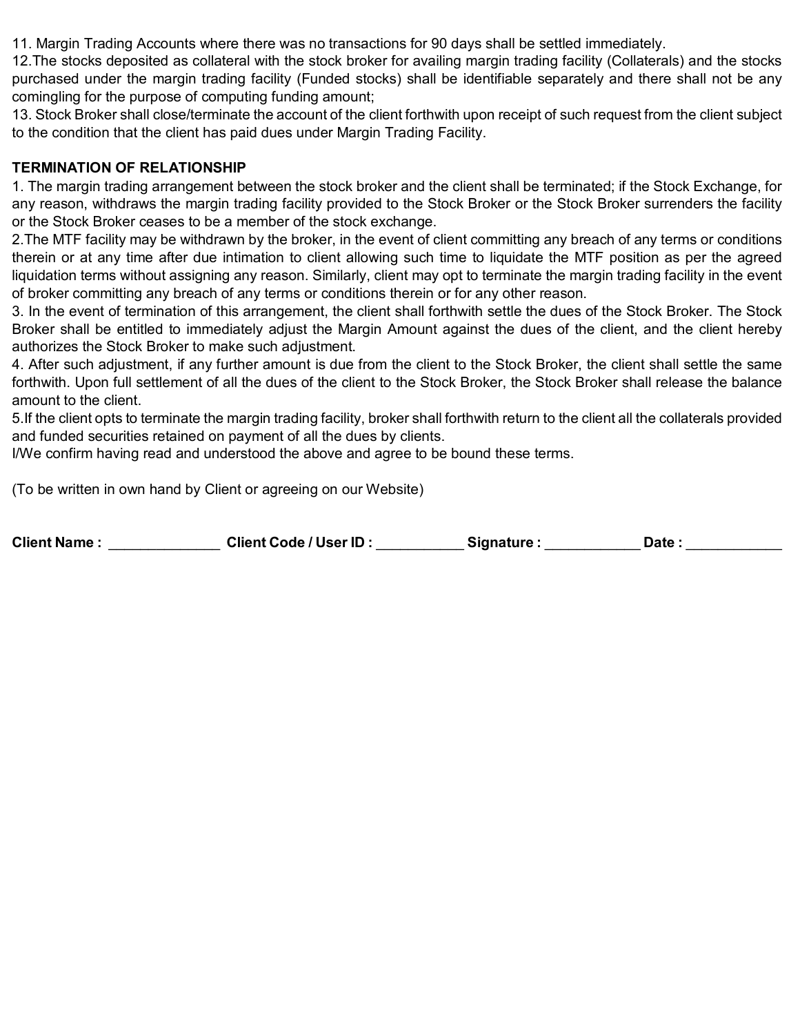11. Margin Trading Accounts where there was no transactions for 90 days shall be settled immediately.

12. The stocks deposited as collateral with the stock broker for availing margin trading facility (Collaterals) and the stocks purchased under the margin trading facility (Funded stocks) shall be identifiable separately and there shall not be any comingling for the purpose of computing funding amount;

13. Stock Broker shall close/terminate the account of the client forthwith upon receipt of such request from the client subject to the condition that the client has paid dues under Margin Trading Facility.

**TERMINATION OF RELATIONSHIP**

1. The margin trading arrangement between the stock broker and the client shall be terminated; if the Stock Exchange, for any reason, withdraws the margin trading facility provided to the Stock Broker or the Stock Broker surrenders the facility or the Stock Broker ceases to be a member of the stock exchange.
2. The MTF facility may be withdrawn by the broker, in the event of client committing any breach of any terms or conditions therein or at any time after due intimation to client allowing such time to liquidate the MTF position as per the agreed liquidation terms without assigning any reason. Similarly, client may opt to terminate the margin trading facility in the event of broker committing any breach of any terms or conditions therein or for any other reason.
3. In the event of termination of this arrangement, the client shall forthwith settle the dues of the Stock Broker. The Stock Broker shall be entitled to immediately adjust the Margin Amount against the dues of the client, and the client hereby authorizes the Stock Broker to make such adjustment.
4. After such adjustment, if any further amount is due from the client to the Stock Broker, the client shall settle the same forthwith. Upon full settlement of all the dues of the client to the Stock Broker, the Stock Broker shall release the balance amount to the client.
5. If the client opts to terminate the margin trading facility, broker shall forthwith return to the client all the collaterals provided and funded securities retained on payment of all the dues by clients.

I/We confirm having read and understood the above and agree to be bound these terms.

(To be written in own hand by Client or agreeing on our Website)

**Client Name :** ______________ **Client Code / User ID :** ___________ **Signature :** ____________ **Date :** ____________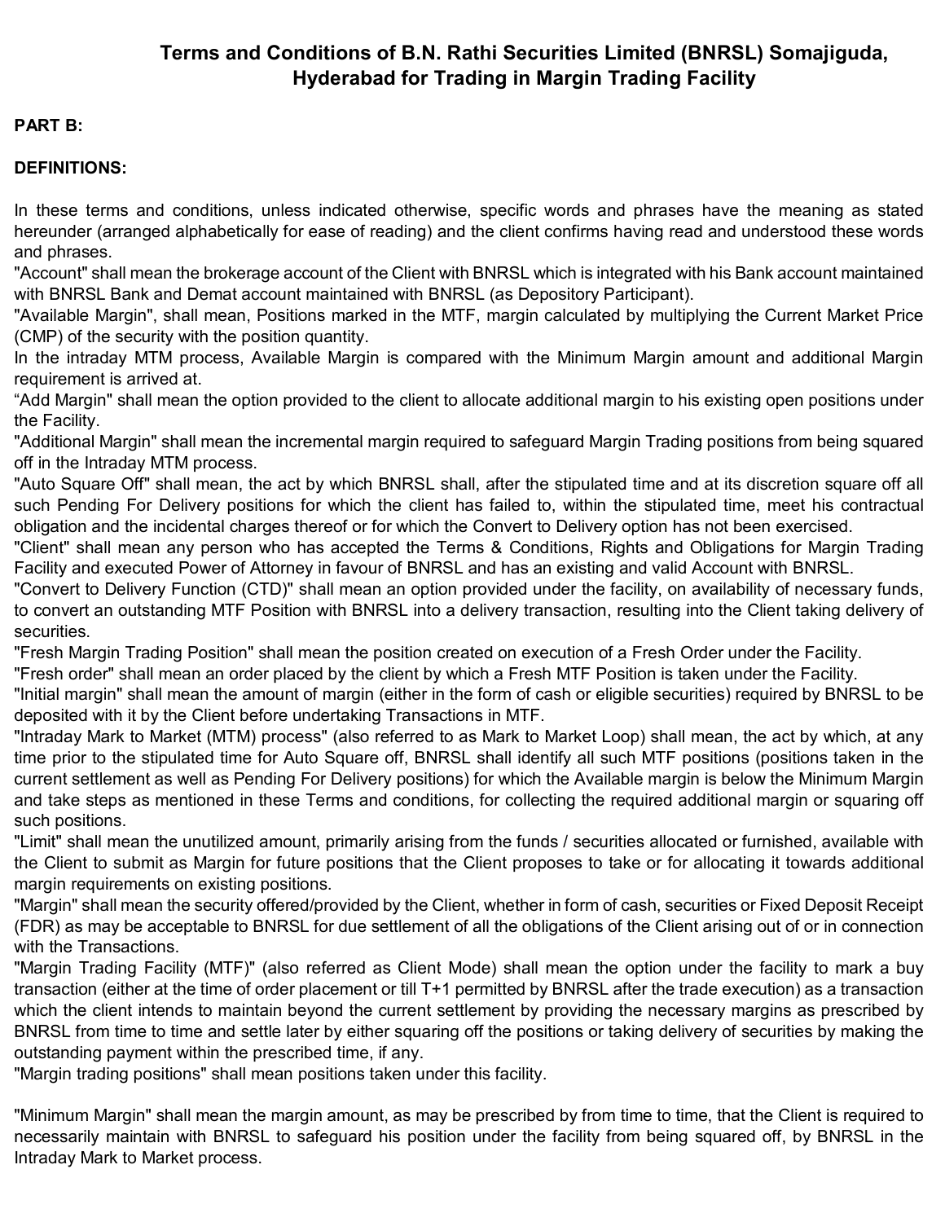# Terms and Conditions of B.N. Rathi Securities Limited (BNRSL) Somajiguda, Hyderabad for Trading in Margin Trading Facility

**PART B:**

**DEFINITIONS:**

In these terms and conditions, unless indicated otherwise, specific words and phrases have the meaning as stated hereunder (arranged alphabetically for ease of reading) and the client confirms having read and understood these words and phrases.

"Account" shall mean the brokerage account of the Client with BNRSL which is integrated with his Bank account maintained with BNRSL Bank and Demat account maintained with BNRSL (as Depository Participant).

"Available Margin", shall mean, Positions marked in the MTF, margin calculated by multiplying the Current Market Price (CMP) of the security with the position quantity.

In the intraday MTM process, Available Margin is compared with the Minimum Margin amount and additional Margin requirement is arrived at.

"Add Margin" shall mean the option provided to the client to allocate additional margin to his existing open positions under the Facility.

"Additional Margin" shall mean the incremental margin required to safeguard Margin Trading positions from being squared off in the Intraday MTM process.

"Auto Square Off" shall mean, the act by which BNRSL shall, after the stipulated time and at its discretion square off all such Pending For Delivery positions for which the client has failed to, within the stipulated time, meet his contractual obligation and the incidental charges thereof or for which the Convert to Delivery option has not been exercised.

"Client" shall mean any person who has accepted the Terms & Conditions, Rights and Obligations for Margin Trading Facility and executed Power of Attorney in favour of BNRSL and has an existing and valid Account with BNRSL.

"Convert to Delivery Function (CTD)" shall mean an option provided under the facility, on availability of necessary funds, to convert an outstanding MTF Position with BNRSL into a delivery transaction, resulting into the Client taking delivery of securities.

"Fresh Margin Trading Position" shall mean the position created on execution of a Fresh Order under the Facility.

"Fresh order" shall mean an order placed by the client by which a Fresh MTF Position is taken under the Facility.

"Initial margin" shall mean the amount of margin (either in the form of cash or eligible securities) required by BNRSL to be deposited with it by the Client before undertaking Transactions in MTF.

"Intraday Mark to Market (MTM) process" (also referred to as Mark to Market Loop) shall mean, the act by which, at any time prior to the stipulated time for Auto Square off, BNRSL shall identify all such MTF positions (positions taken in the current settlement as well as Pending For Delivery positions) for which the Available margin is below the Minimum Margin and take steps as mentioned in these Terms and conditions, for collecting the required additional margin or squaring off such positions.

"Limit" shall mean the unutilized amount, primarily arising from the funds / securities allocated or furnished, available with the Client to submit as Margin for future positions that the Client proposes to take or for allocating it towards additional margin requirements on existing positions.

"Margin" shall mean the security offered/provided by the Client, whether in form of cash, securities or Fixed Deposit Receipt (FDR) as may be acceptable to BNRSL for due settlement of all the obligations of the Client arising out of or in connection with the Transactions.

"Margin Trading Facility (MTF)" (also referred as Client Mode) shall mean the option under the facility to mark a buy transaction (either at the time of order placement or till T+1 permitted by BNRSL after the trade execution) as a transaction which the client intends to maintain beyond the current settlement by providing the necessary margins as prescribed by BNRSL from time to time and settle later by either squaring off the positions or taking delivery of securities by making the outstanding payment within the prescribed time, if any.

"Margin trading positions" shall mean positions taken under this facility.

"Minimum Margin" shall mean the margin amount, as may be prescribed by from time to time, that the Client is required to necessarily maintain with BNRSL to safeguard his position under the facility from being squared off, by BNRSL in the Intraday Mark to Market process.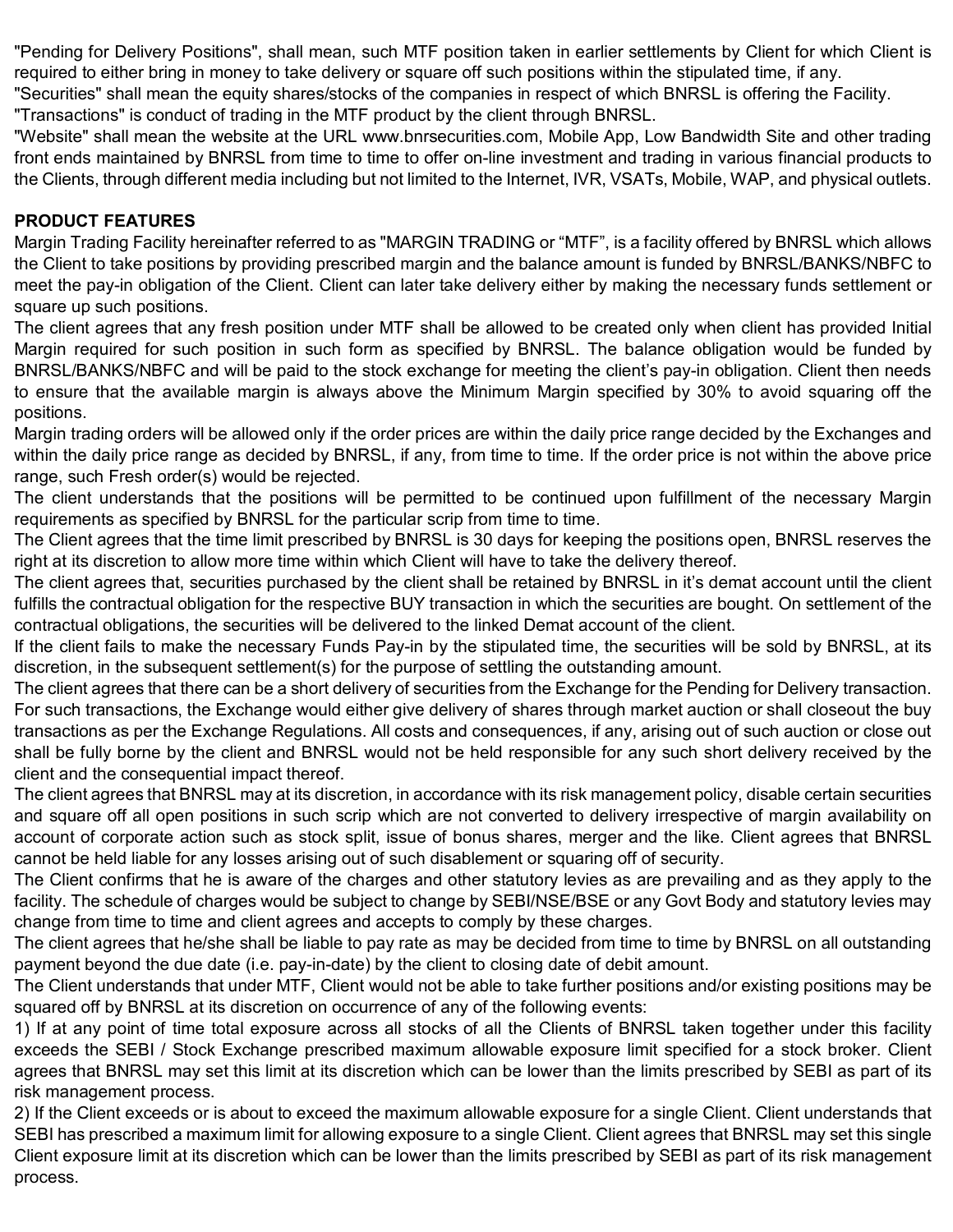"Pending for Delivery Positions", shall mean, such MTF position taken in earlier settlements by Client for which Client is required to either bring in money to take delivery or square off such positions within the stipulated time, if any.

"Securities" shall mean the equity shares/stocks of the companies in respect of which BNRSL is offering the Facility.

"Transactions" is conduct of trading in the MTF product by the client through BNRSL.

"Website" shall mean the website at the URL www.bnrsecurities.com, Mobile App, Low Bandwidth Site and other trading front ends maintained by BNRSL from time to time to offer on-line investment and trading in various financial products to the Clients, through different media including but not limited to the Internet, IVR, VSATs, Mobile, WAP, and physical outlets.

**PRODUCT FEATURES**

Margin Trading Facility hereinafter referred to as "MARGIN TRADING or "MTF", is a facility offered by BNRSL which allows the Client to take positions by providing prescribed margin and the balance amount is funded by BNRSL/BANKS/NBFC to meet the pay-in obligation of the Client. Client can later take delivery either by making the necessary funds settlement or square up such positions.

The client agrees that any fresh position under MTF shall be allowed to be created only when client has provided Initial Margin required for such position in such form as specified by BNRSL. The balance obligation would be funded by BNRSL/BANKS/NBFC and will be paid to the stock exchange for meeting the client's pay-in obligation. Client then needs to ensure that the available margin is always above the Minimum Margin specified by 30% to avoid squaring off the positions.

Margin trading orders will be allowed only if the order prices are within the daily price range decided by the Exchanges and within the daily price range as decided by BNRSL, if any, from time to time. If the order price is not within the above price range, such Fresh order(s) would be rejected.

The client understands that the positions will be permitted to be continued upon fulfillment of the necessary Margin requirements as specified by BNRSL for the particular scrip from time to time.

The Client agrees that the time limit prescribed by BNRSL is 30 days for keeping the positions open, BNRSL reserves the right at its discretion to allow more time within which Client will have to take the delivery thereof.

The client agrees that, securities purchased by the client shall be retained by BNRSL in it's demat account until the client fulfills the contractual obligation for the respective BUY transaction in which the securities are bought. On settlement of the contractual obligations, the securities will be delivered to the linked Demat account of the client.

If the client fails to make the necessary Funds Pay-in by the stipulated time, the securities will be sold by BNRSL, at its discretion, in the subsequent settlement(s) for the purpose of settling the outstanding amount.

The client agrees that there can be a short delivery of securities from the Exchange for the Pending for Delivery transaction. For such transactions, the Exchange would either give delivery of shares through market auction or shall closeout the buy transactions as per the Exchange Regulations. All costs and consequences, if any, arising out of such auction or close out shall be fully borne by the client and BNRSL would not be held responsible for any such short delivery received by the client and the consequential impact thereof.

The client agrees that BNRSL may at its discretion, in accordance with its risk management policy, disable certain securities and square off all open positions in such scrip which are not converted to delivery irrespective of margin availability on account of corporate action such as stock split, issue of bonus shares, merger and the like. Client agrees that BNRSL cannot be held liable for any losses arising out of such disablement or squaring off of security.

The Client confirms that he is aware of the charges and other statutory levies as are prevailing and as they apply to the facility. The schedule of charges would be subject to change by SEBI/NSE/BSE or any Govt Body and statutory levies may change from time to time and client agrees and accepts to comply by these charges.

The client agrees that he/she shall be liable to pay rate as may be decided from time to time by BNRSL on all outstanding payment beyond the due date (i.e. pay-in-date) by the client to closing date of debit amount.

The Client understands that under MTF, Client would not be able to take further positions and/or existing positions may be squared off by BNRSL at its discretion on occurrence of any of the following events:

1) If at any point of time total exposure across all stocks of all the Clients of BNRSL taken together under this facility exceeds the SEBI / Stock Exchange prescribed maximum allowable exposure limit specified for a stock broker. Client agrees that BNRSL may set this limit at its discretion which can be lower than the limits prescribed by SEBI as part of its risk management process.

2) If the Client exceeds or is about to exceed the maximum allowable exposure for a single Client. Client understands that SEBI has prescribed a maximum limit for allowing exposure to a single Client. Client agrees that BNRSL may set this single Client exposure limit at its discretion which can be lower than the limits prescribed by SEBI as part of its risk management process.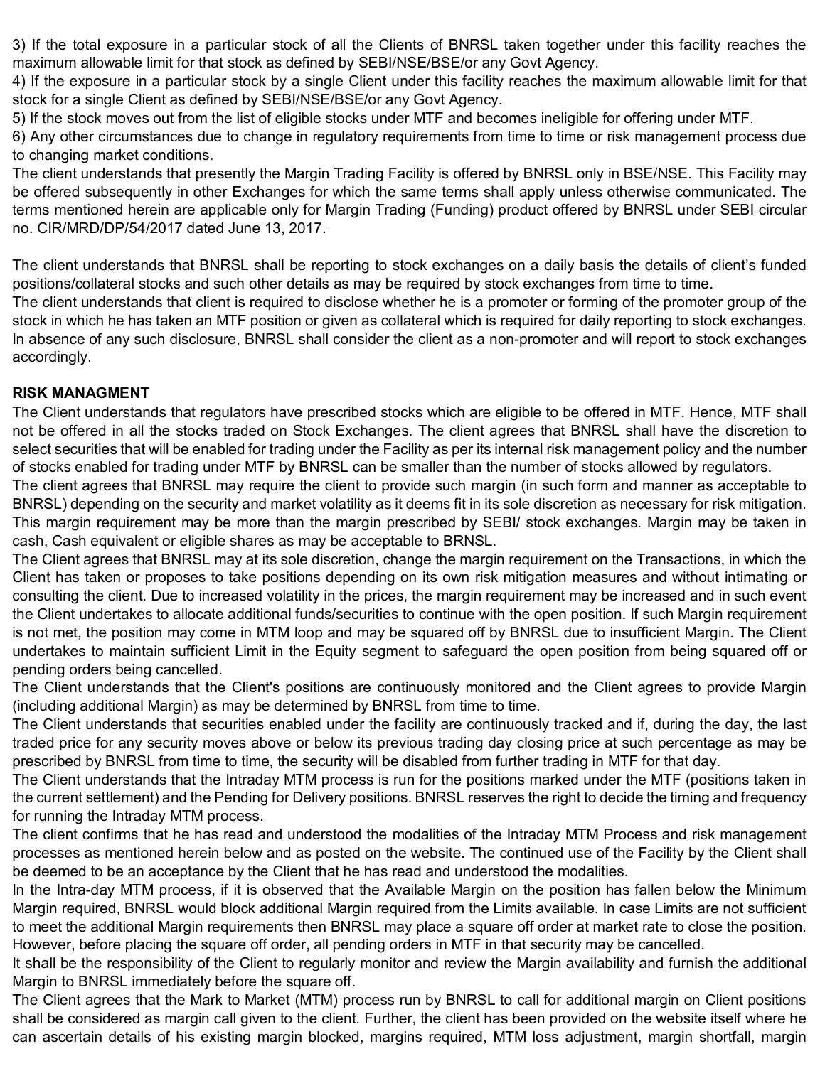3) If the total exposure in a particular stock of all the Clients of BNRSL taken together under this facility reaches the maximum allowable limit for that stock as defined by SEBI/NSE/BSE/or any Govt Agency.
4) If the exposure in a particular stock by a single Client under this facility reaches the maximum allowable limit for that stock for a single Client as defined by SEBI/NSE/BSE/or any Govt Agency.
5) If the stock moves out from the list of eligible stocks under MTF and becomes ineligible for offering under MTF.
6) Any other circumstances due to change in regulatory requirements from time to time or risk management process due to changing market conditions.

The client understands that presently the Margin Trading Facility is offered by BNRSL only in BSE/NSE. This Facility may be offered subsequently in other Exchanges for which the same terms shall apply unless otherwise communicated. The terms mentioned herein are applicable only for Margin Trading (Funding) product offered by BNRSL under SEBI circular no. CIR/MRD/DP/54/2017 dated June 13, 2017.

The client understands that BNRSL shall be reporting to stock exchanges on a daily basis the details of client's funded positions/collateral stocks and such other details as may be required by stock exchanges from time to time.
The client understands that client is required to disclose whether he is a promoter or forming of the promoter group of the stock in which he has taken an MTF position or given as collateral which is required for daily reporting to stock exchanges. In absence of any such disclosure, BNRSL shall consider the client as a non-promoter and will report to stock exchanges accordingly.

**RISK MANAGMENT**

The Client understands that regulators have prescribed stocks which are eligible to be offered in MTF. Hence, MTF shall not be offered in all the stocks traded on Stock Exchanges. The client agrees that BNRSL shall have the discretion to select securities that will be enabled for trading under the Facility as per its internal risk management policy and the number of stocks enabled for trading under MTF by BNRSL can be smaller than the number of stocks allowed by regulators.

The client agrees that BNRSL may require the client to provide such margin (in such form and manner as acceptable to BNRSL) depending on the security and market volatility as it deems fit in its sole discretion as necessary for risk mitigation. This margin requirement may be more than the margin prescribed by SEBI/ stock exchanges. Margin may be taken in cash, Cash equivalent or eligible shares as may be acceptable to BRNSL.

The Client agrees that BNRSL may at its sole discretion, change the margin requirement on the Transactions, in which the Client has taken or proposes to take positions depending on its own risk mitigation measures and without intimating or consulting the client. Due to increased volatility in the prices, the margin requirement may be increased and in such event the Client undertakes to allocate additional funds/securities to continue with the open position. If such Margin requirement is not met, the position may come in MTM loop and may be squared off by BNRSL due to insufficient Margin. The Client undertakes to maintain sufficient Limit in the Equity segment to safeguard the open position from being squared off or pending orders being cancelled.

The Client understands that the Client's positions are continuously monitored and the Client agrees to provide Margin (including additional Margin) as may be determined by BNRSL from time to time.

The Client understands that securities enabled under the facility are continuously tracked and if, during the day, the last traded price for any security moves above or below its previous trading day closing price at such percentage as may be prescribed by BNRSL from time to time, the security will be disabled from further trading in MTF for that day.

The Client understands that the Intraday MTM process is run for the positions marked under the MTF (positions taken in the current settlement) and the Pending for Delivery positions. BNRSL reserves the right to decide the timing and frequency for running the Intraday MTM process.

The client confirms that he has read and understood the modalities of the Intraday MTM Process and risk management processes as mentioned herein below and as posted on the website. The continued use of the Facility by the Client shall be deemed to be an acceptance by the Client that he has read and understood the modalities.

In the Intra-day MTM process, if it is observed that the Available Margin on the position has fallen below the Minimum Margin required, BNRSL would block additional Margin required from the Limits available. In case Limits are not sufficient to meet the additional Margin requirements then BNRSL may place a square off order at market rate to close the position. However, before placing the square off order, all pending orders in MTF in that security may be cancelled.

It shall be the responsibility of the Client to regularly monitor and review the Margin availability and furnish the additional Margin to BNRSL immediately before the square off.

The Client agrees that the Mark to Market (MTM) process run by BNRSL to call for additional margin on Client positions shall be considered as margin call given to the client. Further, the client has been provided on the website itself where he can ascertain details of his existing margin blocked, margins required, MTM loss adjustment, margin shortfall, margin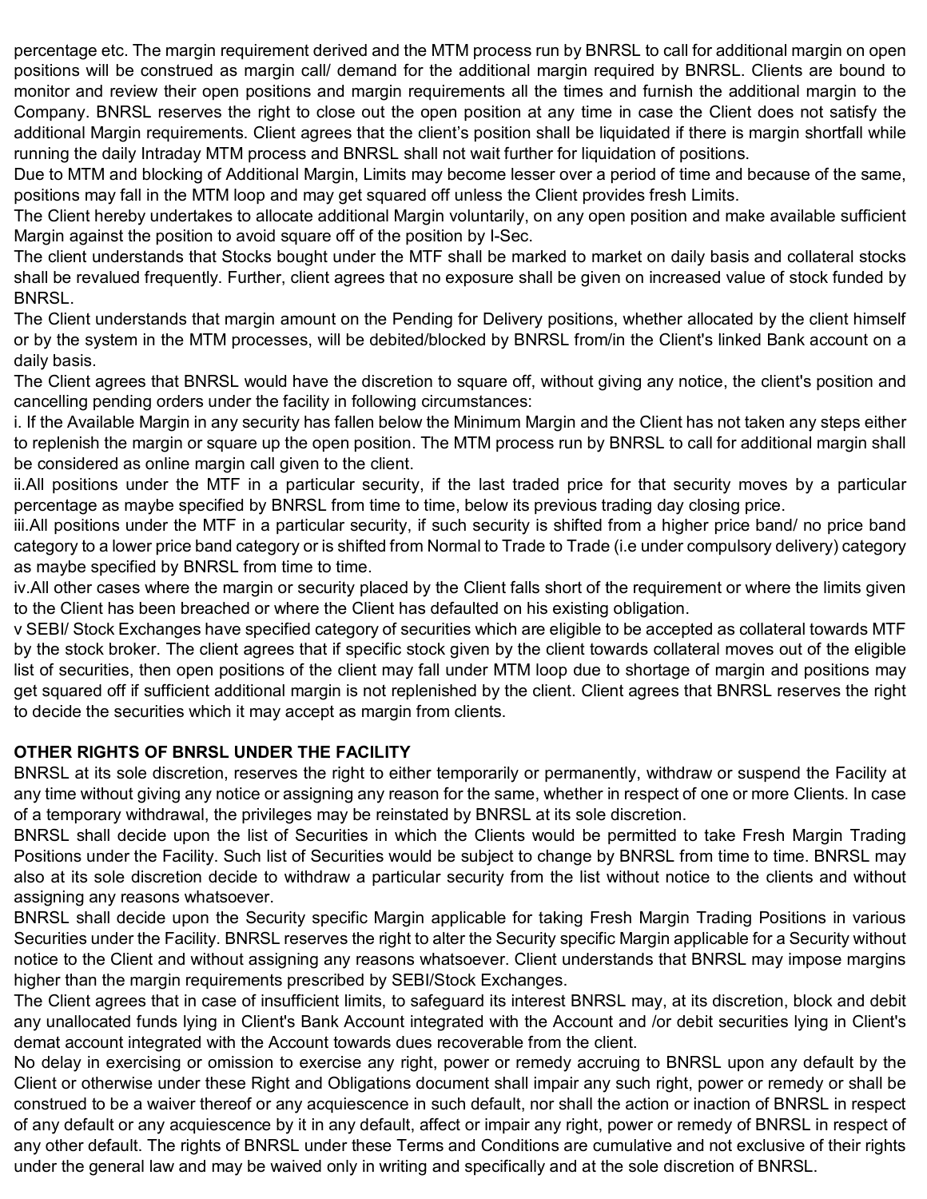percentage etc. The margin requirement derived and the MTM process run by BNRSL to call for additional margin on open positions will be construed as margin call/ demand for the additional margin required by BNRSL. Clients are bound to monitor and review their open positions and margin requirements all the times and furnish the additional margin to the Company. BNRSL reserves the right to close out the open position at any time in case the Client does not satisfy the additional Margin requirements. Client agrees that the client's position shall be liquidated if there is margin shortfall while running the daily Intraday MTM process and BNRSL shall not wait further for liquidation of positions.

Due to MTM and blocking of Additional Margin, Limits may become lesser over a period of time and because of the same, positions may fall in the MTM loop and may get squared off unless the Client provides fresh Limits.

The Client hereby undertakes to allocate additional Margin voluntarily, on any open position and make available sufficient Margin against the position to avoid square off of the position by I-Sec.

The client understands that Stocks bought under the MTF shall be marked to market on daily basis and collateral stocks shall be revalued frequently. Further, client agrees that no exposure shall be given on increased value of stock funded by BNRSL.

The Client understands that margin amount on the Pending for Delivery positions, whether allocated by the client himself or by the system in the MTM processes, will be debited/blocked by BNRSL from/in the Client's linked Bank account on a daily basis.

The Client agrees that BNRSL would have the discretion to square off, without giving any notice, the client's position and cancelling pending orders under the facility in following circumstances:

i. If the Available Margin in any security has fallen below the Minimum Margin and the Client has not taken any steps either to replenish the margin or square up the open position. The MTM process run by BNRSL to call for additional margin shall be considered as online margin call given to the client.

ii.All positions under the MTF in a particular security, if the last traded price for that security moves by a particular percentage as maybe specified by BNRSL from time to time, below its previous trading day closing price.

iii.All positions under the MTF in a particular security, if such security is shifted from a higher price band/ no price band category to a lower price band category or is shifted from Normal to Trade to Trade (i.e under compulsory delivery) category as maybe specified by BNRSL from time to time.

iv.All other cases where the margin or security placed by the Client falls short of the requirement or where the limits given to the Client has been breached or where the Client has defaulted on his existing obligation.

v SEBI/ Stock Exchanges have specified category of securities which are eligible to be accepted as collateral towards MTF by the stock broker. The client agrees that if specific stock given by the client towards collateral moves out of the eligible list of securities, then open positions of the client may fall under MTM loop due to shortage of margin and positions may get squared off if sufficient additional margin is not replenished by the client. Client agrees that BNRSL reserves the right to decide the securities which it may accept as margin from clients.

**OTHER RIGHTS OF BNRSL UNDER THE FACILITY**

BNRSL at its sole discretion, reserves the right to either temporarily or permanently, withdraw or suspend the Facility at any time without giving any notice or assigning any reason for the same, whether in respect of one or more Clients. In case of a temporary withdrawal, the privileges may be reinstated by BNRSL at its sole discretion.

BNRSL shall decide upon the list of Securities in which the Clients would be permitted to take Fresh Margin Trading Positions under the Facility. Such list of Securities would be subject to change by BNRSL from time to time. BNRSL may also at its sole discretion decide to withdraw a particular security from the list without notice to the clients and without assigning any reasons whatsoever.

BNRSL shall decide upon the Security specific Margin applicable for taking Fresh Margin Trading Positions in various Securities under the Facility. BNRSL reserves the right to alter the Security specific Margin applicable for a Security without notice to the Client and without assigning any reasons whatsoever. Client understands that BNRSL may impose margins higher than the margin requirements prescribed by SEBI/Stock Exchanges.

The Client agrees that in case of insufficient limits, to safeguard its interest BNRSL may, at its discretion, block and debit any unallocated funds lying in Client's Bank Account integrated with the Account and /or debit securities lying in Client's demat account integrated with the Account towards dues recoverable from the client.

No delay in exercising or omission to exercise any right, power or remedy accruing to BNRSL upon any default by the Client or otherwise under these Right and Obligations document shall impair any such right, power or remedy or shall be construed to be a waiver thereof or any acquiescence in such default, nor shall the action or inaction of BNRSL in respect of any default or any acquiescence by it in any default, affect or impair any right, power or remedy of BNRSL in respect of any other default. The rights of BNRSL under these Terms and Conditions are cumulative and not exclusive of their rights under the general law and may be waived only in writing and specifically and at the sole discretion of BNRSL.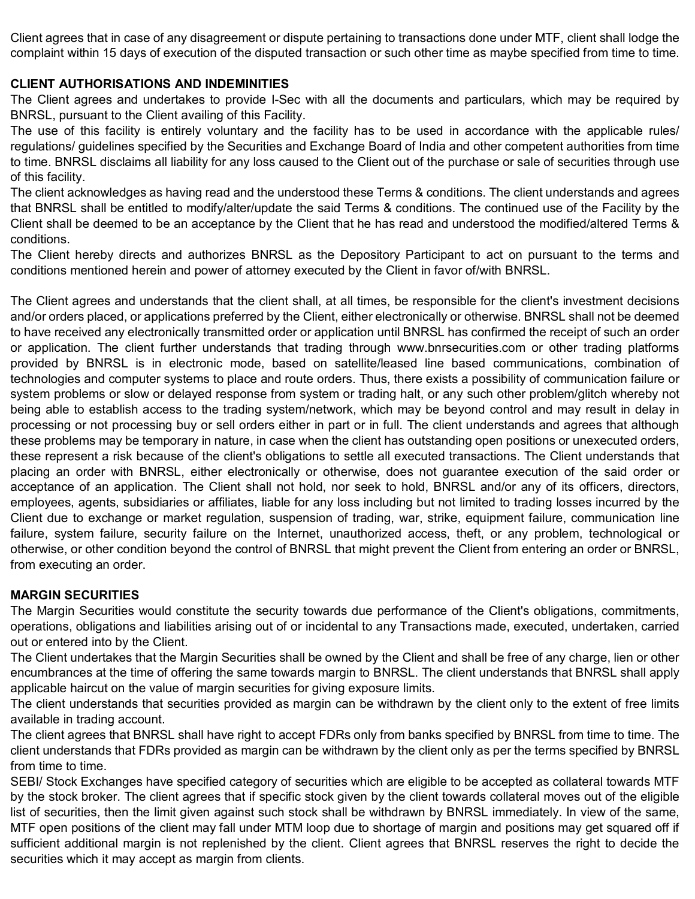Client agrees that in case of any disagreement or dispute pertaining to transactions done under MTF, client shall lodge the complaint within 15 days of execution of the disputed transaction or such other time as maybe specified from time to time.

**CLIENT AUTHORISATIONS AND INDEMINITIES**

The Client agrees and undertakes to provide I-Sec with all the documents and particulars, which may be required by BNRSL, pursuant to the Client availing of this Facility.

The use of this facility is entirely voluntary and the facility has to be used in accordance with the applicable rules/ regulations/ guidelines specified by the Securities and Exchange Board of India and other competent authorities from time to time. BNRSL disclaims all liability for any loss caused to the Client out of the purchase or sale of securities through use of this facility.

The client acknowledges as having read and the understood these Terms & conditions. The client understands and agrees that BNRSL shall be entitled to modify/alter/update the said Terms & conditions. The continued use of the Facility by the Client shall be deemed to be an acceptance by the Client that he has read and understood the modified/altered Terms & conditions.

The Client hereby directs and authorizes BNRSL as the Depository Participant to act on pursuant to the terms and conditions mentioned herein and power of attorney executed by the Client in favor of/with BNRSL.

The Client agrees and understands that the client shall, at all times, be responsible for the client's investment decisions and/or orders placed, or applications preferred by the Client, either electronically or otherwise. BNRSL shall not be deemed to have received any electronically transmitted order or application until BNRSL has confirmed the receipt of such an order or application. The client further understands that trading through www.bnrsecurities.com or other trading platforms provided by BNRSL is in electronic mode, based on satellite/leased line based communications, combination of technologies and computer systems to place and route orders. Thus, there exists a possibility of communication failure or system problems or slow or delayed response from system or trading halt, or any such other problem/glitch whereby not being able to establish access to the trading system/network, which may be beyond control and may result in delay in processing or not processing buy or sell orders either in part or in full. The client understands and agrees that although these problems may be temporary in nature, in case when the client has outstanding open positions or unexecuted orders, these represent a risk because of the client's obligations to settle all executed transactions. The Client understands that placing an order with BNRSL, either electronically or otherwise, does not guarantee execution of the said order or acceptance of an application. The Client shall not hold, nor seek to hold, BNRSL and/or any of its officers, directors, employees, agents, subsidiaries or affiliates, liable for any loss including but not limited to trading losses incurred by the Client due to exchange or market regulation, suspension of trading, war, strike, equipment failure, communication line failure, system failure, security failure on the Internet, unauthorized access, theft, or any problem, technological or otherwise, or other condition beyond the control of BNRSL that might prevent the Client from entering an order or BNRSL, from executing an order.

**MARGIN SECURITIES**

The Margin Securities would constitute the security towards due performance of the Client's obligations, commitments, operations, obligations and liabilities arising out of or incidental to any Transactions made, executed, undertaken, carried out or entered into by the Client.

The Client undertakes that the Margin Securities shall be owned by the Client and shall be free of any charge, lien or other encumbrances at the time of offering the same towards margin to BNRSL. The client understands that BNRSL shall apply applicable haircut on the value of margin securities for giving exposure limits.

The client understands that securities provided as margin can be withdrawn by the client only to the extent of free limits available in trading account.

The client agrees that BNRSL shall have right to accept FDRs only from banks specified by BNRSL from time to time. The client understands that FDRs provided as margin can be withdrawn by the client only as per the terms specified by BNRSL from time to time.

SEBI/ Stock Exchanges have specified category of securities which are eligible to be accepted as collateral towards MTF by the stock broker. The client agrees that if specific stock given by the client towards collateral moves out of the eligible list of securities, then the limit given against such stock shall be withdrawn by BNRSL immediately. In view of the same, MTF open positions of the client may fall under MTM loop due to shortage of margin and positions may get squared off if sufficient additional margin is not replenished by the client. Client agrees that BNRSL reserves the right to decide the securities which it may accept as margin from clients.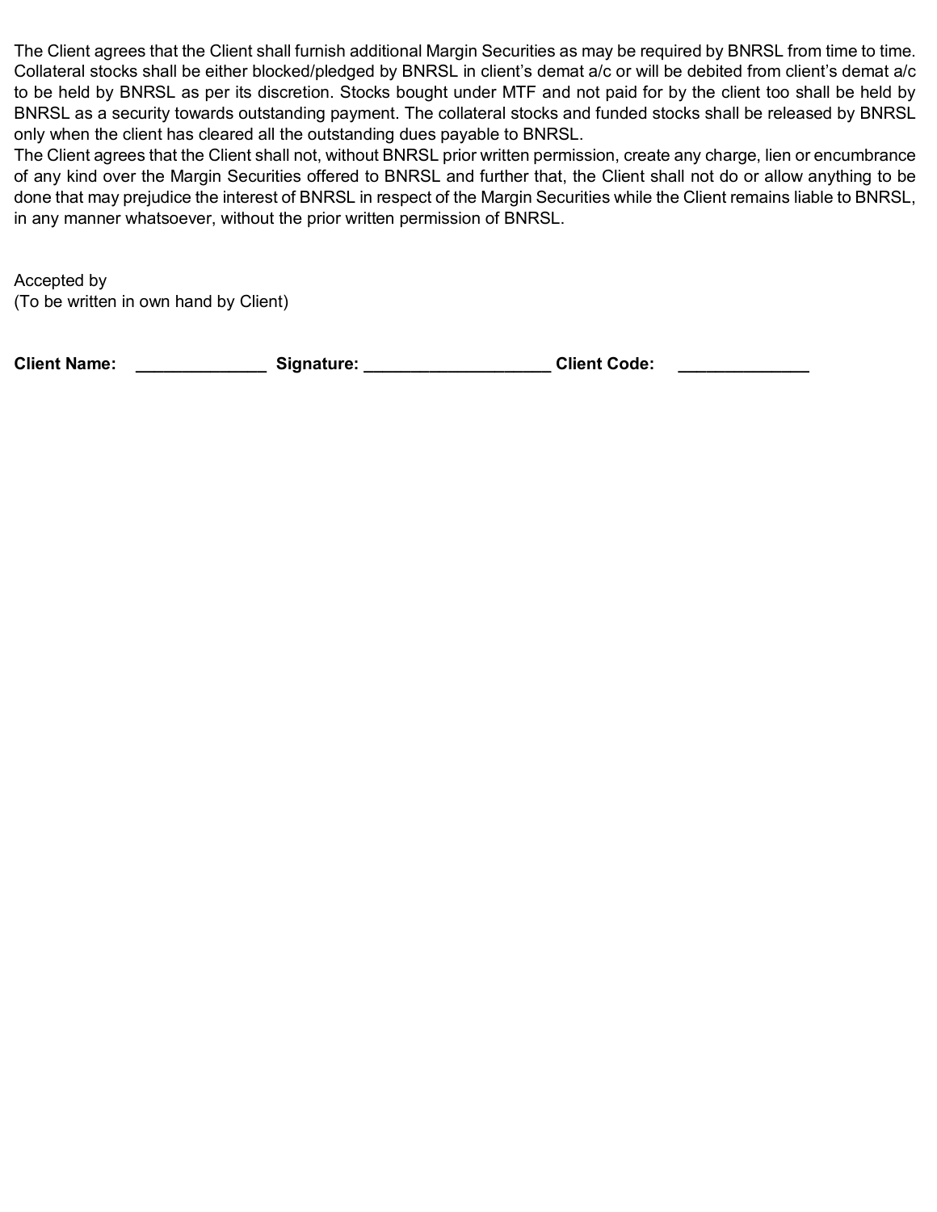The Client agrees that the Client shall furnish additional Margin Securities as may be required by BNRSL from time to time. Collateral stocks shall be either blocked/pledged by BNRSL in client's demat a/c or will be debited from client's demat a/c to be held by BNRSL as per its discretion. Stocks bought under MTF and not paid for by the client too shall be held by BNRSL as a security towards outstanding payment. The collateral stocks and funded stocks shall be released by BNRSL only when the client has cleared all the outstanding dues payable to BNRSL.

The Client agrees that the Client shall not, without BNRSL prior written permission, create any charge, lien or encumbrance of any kind over the Margin Securities offered to BNRSL and further that, the Client shall not do or allow anything to be done that may prejudice the interest of BNRSL in respect of the Margin Securities while the Client remains liable to BNRSL, in any manner whatsoever, without the prior written permission of BNRSL.

Accepted by
(To be written in own hand by Client)

**Client Name:** ______________ **Signature:** ____________________ **Client Code:** ______________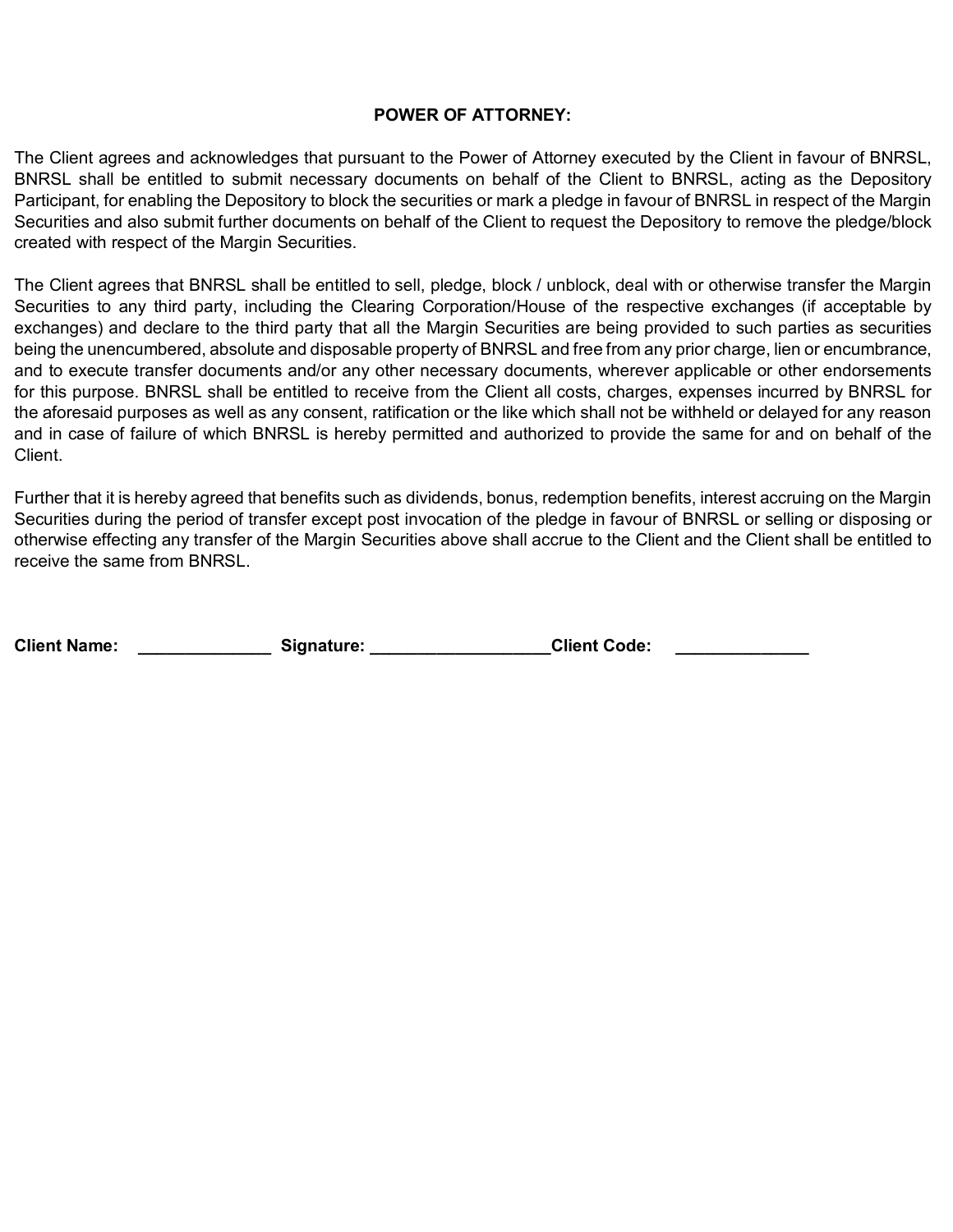## POWER OF ATTORNEY:

The Client agrees and acknowledges that pursuant to the Power of Attorney executed by the Client in favour of BNRSL, BNRSL shall be entitled to submit necessary documents on behalf of the Client to BNRSL, acting as the Depository Participant, for enabling the Depository to block the securities or mark a pledge in favour of BNRSL in respect of the Margin Securities and also submit further documents on behalf of the Client to request the Depository to remove the pledge/block created with respect of the Margin Securities.

The Client agrees that BNRSL shall be entitled to sell, pledge, block / unblock, deal with or otherwise transfer the Margin Securities to any third party, including the Clearing Corporation/House of the respective exchanges (if acceptable by exchanges) and declare to the third party that all the Margin Securities are being provided to such parties as securities being the unencumbered, absolute and disposable property of BNRSL and free from any prior charge, lien or encumbrance, and to execute transfer documents and/or any other necessary documents, wherever applicable or other endorsements for this purpose. BNRSL shall be entitled to receive from the Client all costs, charges, expenses incurred by BNRSL for the aforesaid purposes as well as any consent, ratification or the like which shall not be withheld or delayed for any reason and in case of failure of which BNRSL is hereby permitted and authorized to provide the same for and on behalf of the Client.

Further that it is hereby agreed that benefits such as dividends, bonus, redemption benefits, interest accruing on the Margin Securities during the period of transfer except post invocation of the pledge in favour of BNRSL or selling or disposing or otherwise effecting any transfer of the Margin Securities above shall accrue to the Client and the Client shall be entitled to receive the same from BNRSL.

**Client Name:** ______________ **Signature:** ___________________ **Client Code:** ______________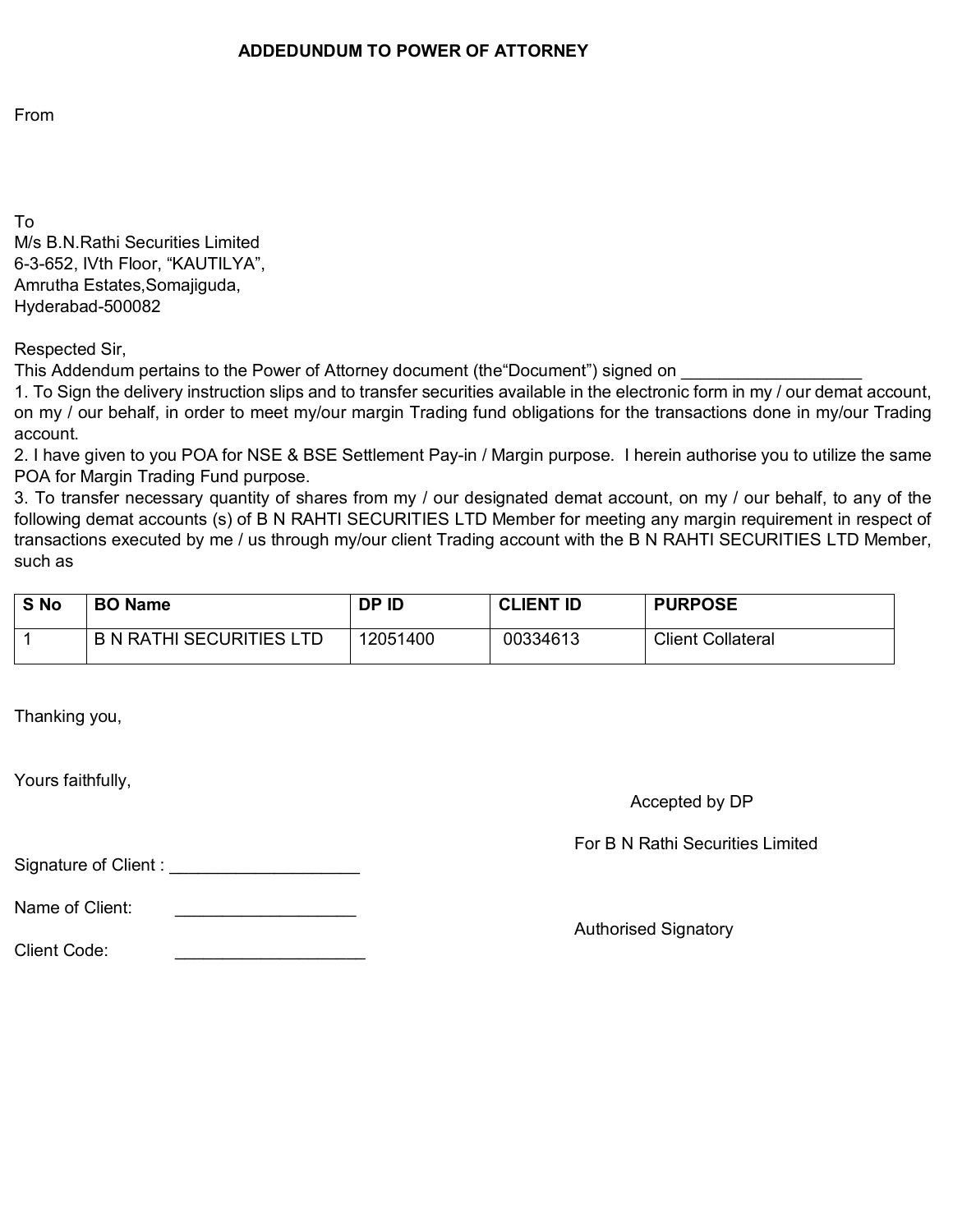# ADDEDUNDUM TO POWER OF ATTORNEY

From

To
M/s B.N.Rathi Securities Limited
6-3-652, IVth Floor, "KAUTILYA",
Amrutha Estates,Somajiguda,
Hyderabad-500082

Respected Sir,
This Addendum pertains to the Power of Attorney document (the"Document") signed on ___________________

1. To Sign the delivery instruction slips and to transfer securities available in the electronic form in my / our demat account, on my / our behalf, in order to meet my/our margin Trading fund obligations for the transactions done in my/our Trading account.
2. I have given to you POA for NSE & BSE Settlement Pay-in / Margin purpose. I herein authorise you to utilize the same POA for Margin Trading Fund purpose.
3. To transfer necessary quantity of shares from my / our designated demat account, on my / our behalf, to any of the following demat accounts (s) of B N RAHTI SECURITIES LTD Member for meeting any margin requirement in respect of transactions executed by me / us through my/our client Trading account with the B N RAHTI SECURITIES LTD Member, such as

| S No | BO Name | DP ID | CLIENT ID | PURPOSE |
|---|---|---|---|---|
| 1 | B N RATHI SECURITIES LTD | 12051400 | 00334613 | Client Collateral |

Thanking you,

Yours faithfully,

Signature of Client : ____________________

Name of Client: ___________________

Client Code: ____________________

Accepted by DP

For B N Rathi Securities Limited

Authorised Signatory